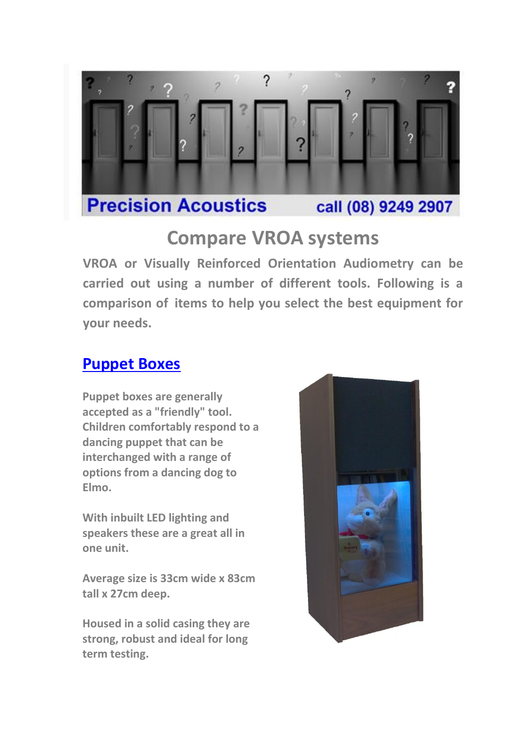Precision Acoustics call (08) 9249 2907

# Compare VROA systems

**VROA or Visually Reinforced Orientation Audiometry can be carried out using a number of different tools. Following is a comparison of items to help you select the best equipment for your needs.**

## [Puppet Boxes]()

**Puppet boxes are generally accepted as a "friendly" tool. Children comfortably respond to a dancing puppet that can be interchanged with a range of options from a dancing dog to Elmo.**

**With inbuilt LED lighting and speakers these are a great all in one unit.**

**Average size is 33cm wide x 83cm tall x 27cm deep.**

**Housed in a solid casing they are strong, robust and ideal for long term testing.**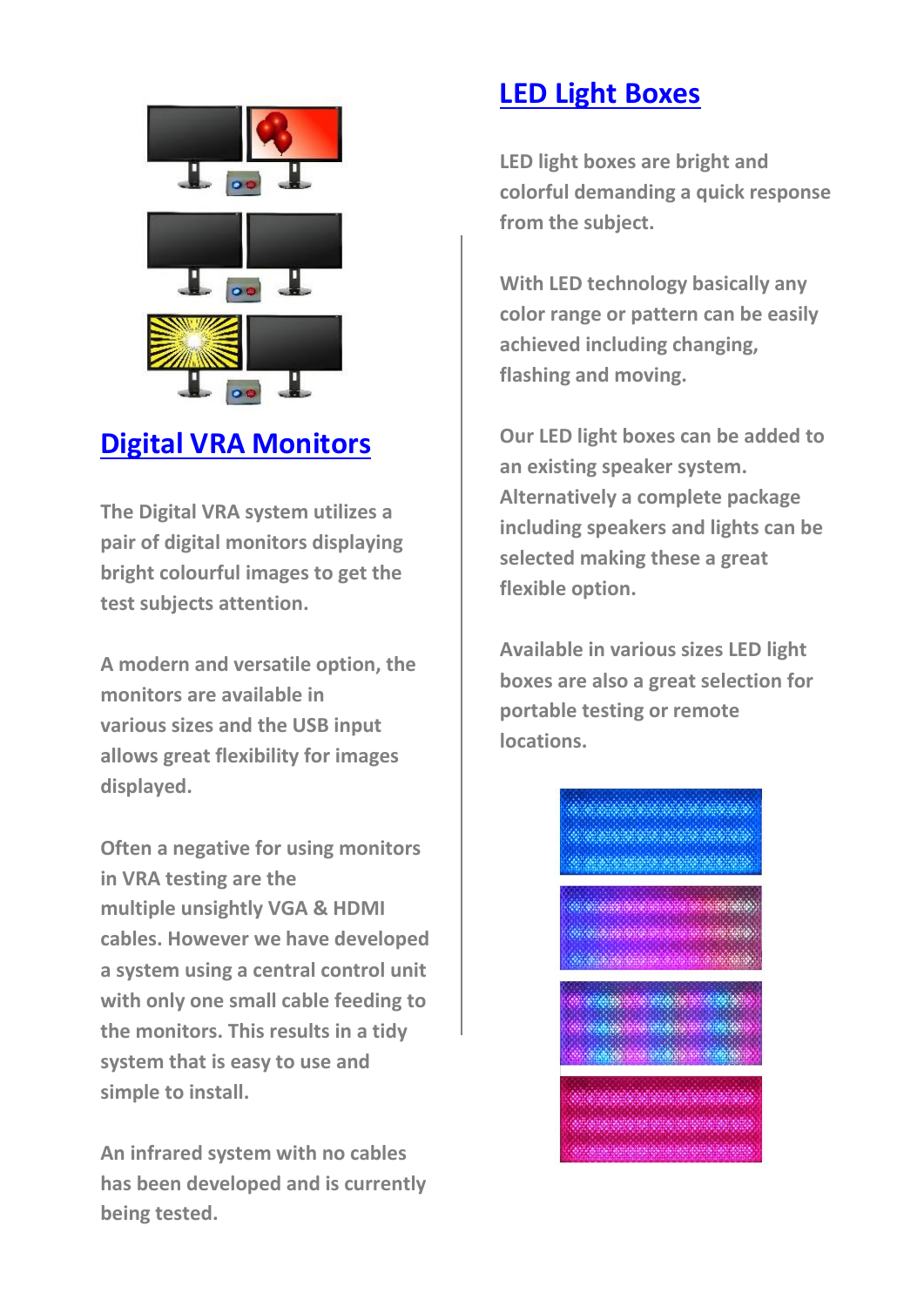## Digital VRA Monitors

The Digital VRA system utilizes a pair of digital monitors displaying bright colourful images to get the test subjects attention.

A modern and versatile option, the monitors are available in various sizes and the USB input allows great flexibility for images displayed.

Often a negative for using monitors in VRA testing are the multiple unsightly VGA & HDMI cables. However we have developed a system using a central control unit with only one small cable feeding to the monitors. This results in a tidy system that is easy to use and simple to install.

An infrared system with no cables has been developed and is currently being tested.

## LED Light Boxes

LED light boxes are bright and colorful demanding a quick response from the subject.

With LED technology basically any color range or pattern can be easily achieved including changing, flashing and moving.

Our LED light boxes can be added to an existing speaker system. Alternatively a complete package including speakers and lights can be selected making these a great flexible option.

Available in various sizes LED light boxes are also a great selection for portable testing or remote locations.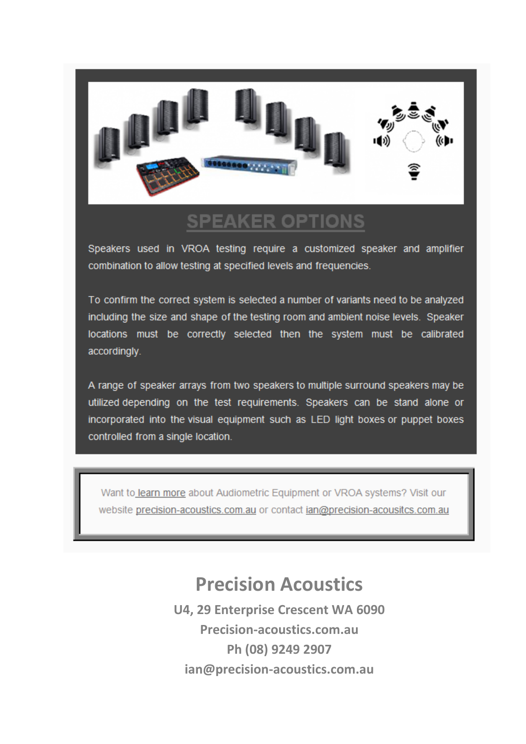## SPEAKER OPTIONS

Speakers used in VROA testing require a customized speaker and amplifier combination to allow testing at specified levels and frequencies.

To confirm the correct system is selected a number of variants need to be analyzed including the size and shape of the testing room and ambient noise levels. Speaker locations must be correctly selected then the system must be calibrated accordingly.

A range of speaker arrays from two speakers to multiple surround speakers may be utilized depending on the test requirements. Speakers can be stand alone or incorporated into the visual equipment such as LED light boxes or puppet boxes controlled from a single location.

Want to learn more about Audiometric Equipment or VROA systems? Visit our website precision-acoustics.com.au or contact ian@precision-acousitcs.com.au

## Precision Acoustics

**U4, 29 Enterprise Crescent WA 6090**

**Precision-acoustics.com.au**

**Ph (08) 9249 2907**

**ian@precision-acoustics.com.au**